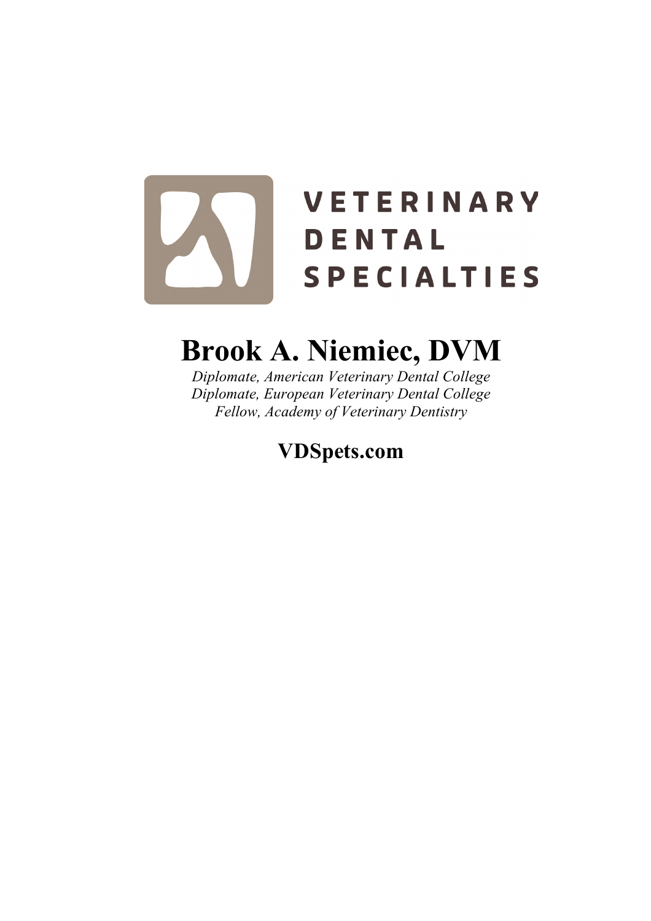VETERINARY
DENTAL
SPECIALTIES

# Brook A. Niemiec, DVM

*Diplomate, American Veterinary Dental College*
*Diplomate, European Veterinary Dental College*
*Fellow, Academy of Veterinary Dentistry*

**VDSpets.com**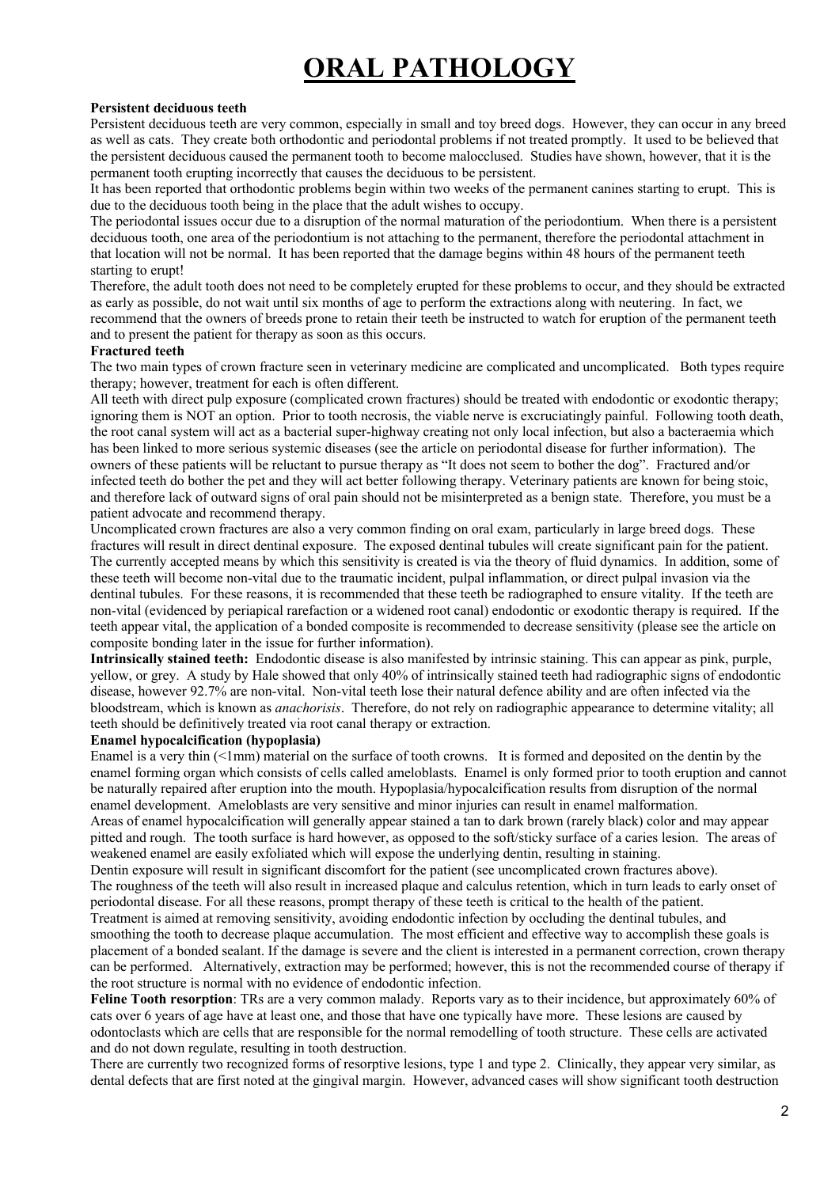# ORAL PATHOLOGY

**Persistent deciduous teeth**

Persistent deciduous teeth are very common, especially in small and toy breed dogs. However, they can occur in any breed as well as cats. They create both orthodontic and periodontal problems if not treated promptly. It used to be believed that the persistent deciduous caused the permanent tooth to become maloccluded. Studies have shown, however, that it is the permanent tooth erupting incorrectly that causes the deciduous to be persistent.

It has been reported that orthodontic problems begin within two weeks of the permanent canines starting to erupt. This is due to the deciduous tooth being in the place that the adult wishes to occupy.

The periodontal issues occur due to a disruption of the normal maturation of the periodontium. When there is a persistent deciduous tooth, one area of the periodontium is not attaching to the permanent, therefore the periodontal attachment in that location will not be normal. It has been reported that the damage begins within 48 hours of the permanent teeth starting to erupt!

Therefore, the adult tooth does not need to be completely erupted for these problems to occur, and they should be extracted as early as possible, do not wait until six months of age to perform the extractions along with neutering. In fact, we recommend that the owners of breeds prone to retain their teeth be instructed to watch for eruption of the permanent teeth and to present the patient for therapy as soon as this occurs.

**Fractured teeth**

The two main types of crown fracture seen in veterinary medicine are complicated and uncomplicated. Both types require therapy; however, treatment for each is often different.

All teeth with direct pulp exposure (complicated crown fractures) should be treated with endodontic or exodontic therapy; ignoring them is NOT an option. Prior to tooth necrosis, the viable nerve is excruciatingly painful. Following tooth death, the root canal system will act as a bacterial super-highway creating not only local infection, but also a bacteraemia which has been linked to more serious systemic diseases (see the article on periodontal disease for further information). The owners of these patients will be reluctant to pursue therapy as "It does not seem to bother the dog". Fractured and/or infected teeth do bother the pet and they will act better following therapy. Veterinary patients are known for being stoic, and therefore lack of outward signs of oral pain should not be misinterpreted as a benign state. Therefore, you must be a patient advocate and recommend therapy.

Uncomplicated crown fractures are also a very common finding on oral exam, particularly in large breed dogs. These fractures will result in direct dentinal exposure. The exposed dentinal tubules will create significant pain for the patient. The currently accepted means by which this sensitivity is created is via the theory of fluid dynamics. In addition, some of these teeth will become non-vital due to the traumatic incident, pulpal inflammation, or direct pulpal invasion via the dentinal tubules. For these reasons, it is recommended that these teeth be radiographed to ensure vitality. If the teeth are non-vital (evidenced by periapical rarefaction or a widened root canal) endodontic or exodontic therapy is required. If the teeth appear vital, the application of a bonded composite is recommended to decrease sensitivity (please see the article on composite bonding later in the issue for further information).

**Intrinsically stained teeth:** Endodontic disease is also manifested by intrinsic staining. This can appear as pink, purple, yellow, or grey. A study by Hale showed that only 40% of intrinsically stained teeth had radiographic signs of endodontic disease, however 92.7% are non-vital. Non-vital teeth lose their natural defence ability and are often infected via the bloodstream, which is known as *anachoresis*. Therefore, do not rely on radiographic appearance to determine vitality; all teeth should be definitively treated via root canal therapy or extraction.

**Enamel hypocalcification (hypoplasia)**

Enamel is a very thin (<1mm) material on the surface of tooth crowns. It is formed and deposited on the dentin by the enamel forming organ which consists of cells called ameloblasts. Enamel is only formed prior to tooth eruption and cannot be naturally repaired after eruption into the mouth. Hypoplasia/hypocalcification results from disruption of the normal enamel development. Ameloblasts are very sensitive and minor injuries can result in enamel malformation.

Areas of enamel hypocalcification will generally appear stained a tan to dark brown (rarely black) color and may appear pitted and rough. The tooth surface is hard however, as opposed to the soft/sticky surface of a caries lesion. The areas of weakened enamel are easily exfoliated which will expose the underlying dentin, resulting in staining.

Dentin exposure will result in significant discomfort for the patient (see uncomplicated crown fractures above).

The roughness of the teeth will also result in increased plaque and calculus retention, which in turn leads to early onset of periodontal disease. For all these reasons, prompt therapy of these teeth is critical to the health of the patient.

Treatment is aimed at removing sensitivity, avoiding endodontic infection by occluding the dentinal tubules, and smoothing the tooth to decrease plaque accumulation. The most efficient and effective way to accomplish these goals is placement of a bonded sealant. If the damage is severe and the client is interested in a permanent correction, crown therapy can be performed. Alternatively, extraction may be performed; however, this is not the recommended course of therapy if the root structure is normal with no evidence of endodontic infection.

**Feline Tooth resorption**: TRs are a very common malady. Reports vary as to their incidence, but approximately 60% of cats over 6 years of age have at least one, and those that have one typically have more. These lesions are caused by odontoclasts which are cells that are responsible for the normal remodelling of tooth structure. These cells are activated and do not down regulate, resulting in tooth destruction.

There are currently two recognized forms of resorptive lesions, type 1 and type 2. Clinically, they appear very similar, as dental defects that are first noted at the gingival margin. However, advanced cases will show significant tooth destruction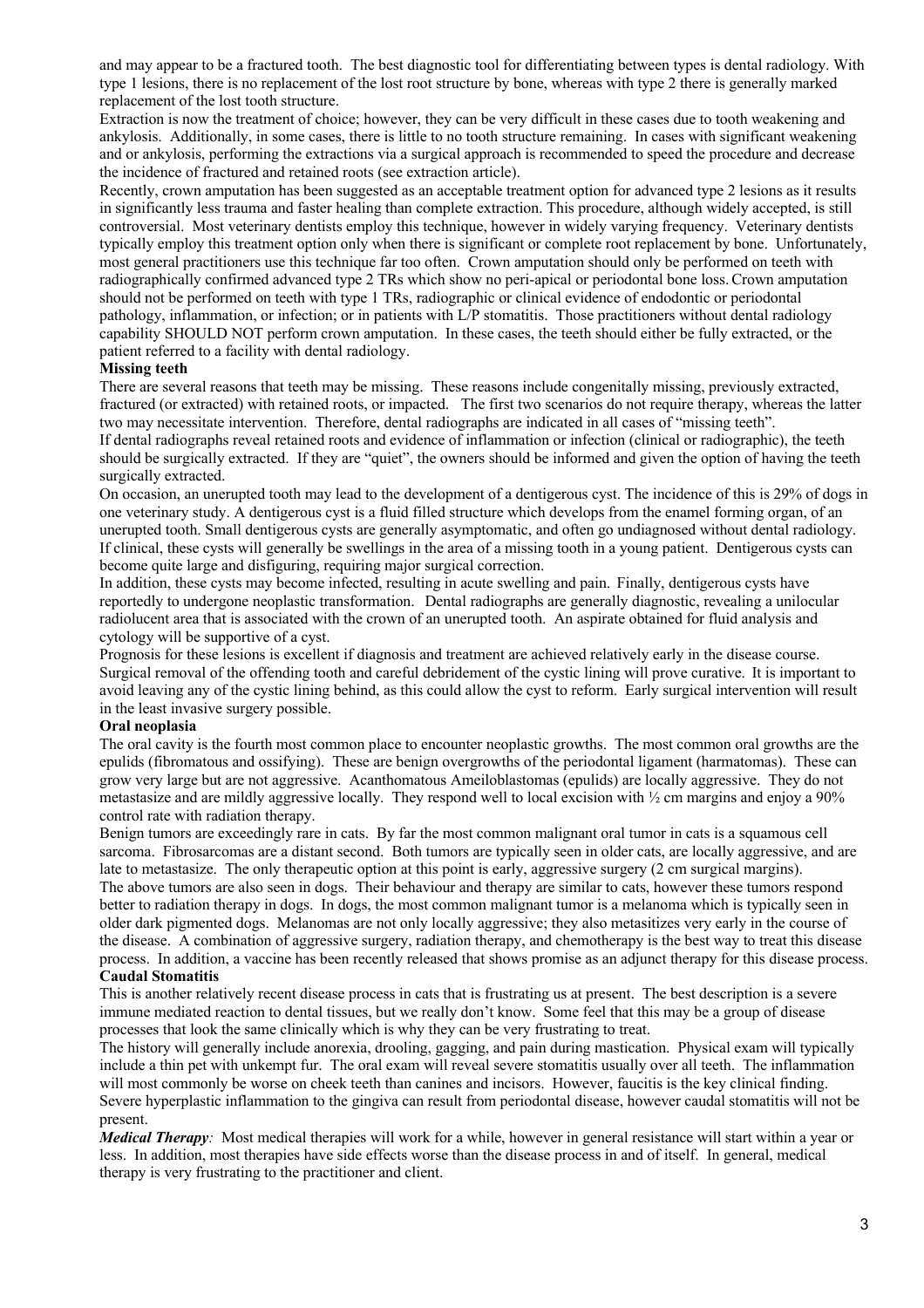and may appear to be a fractured tooth. The best diagnostic tool for differentiating between types is dental radiology. With type 1 lesions, there is no replacement of the lost root structure by bone, whereas with type 2 there is generally marked replacement of the lost tooth structure.

Extraction is now the treatment of choice; however, they can be very difficult in these cases due to tooth weakening and ankylosis. Additionally, in some cases, there is little to no tooth structure remaining. In cases with significant weakening and or ankylosis, performing the extractions via a surgical approach is recommended to speed the procedure and decrease the incidence of fractured and retained roots (see extraction article).

Recently, crown amputation has been suggested as an acceptable treatment option for advanced type 2 lesions as it results in significantly less trauma and faster healing than complete extraction. This procedure, although widely accepted, is still controversial. Most veterinary dentists employ this technique, however in widely varying frequency. Veterinary dentists typically employ this treatment option only when there is significant or complete root replacement by bone. Unfortunately, most general practitioners use this technique far too often. Crown amputation should only be performed on teeth with radiographically confirmed advanced type 2 TRs which show no peri-apical or periodontal bone loss. Crown amputation should not be performed on teeth with type 1 TRs, radiographic or clinical evidence of endodontic or periodontal pathology, inflammation, or infection; or in patients with L/P stomatitis. Those practitioners without dental radiology capability SHOULD NOT perform crown amputation. In these cases, the teeth should either be fully extracted, or the patient referred to a facility with dental radiology.

**Missing teeth**

There are several reasons that teeth may be missing. These reasons include congenitally missing, previously extracted, fractured (or extracted) with retained roots, or impacted. The first two scenarios do not require therapy, whereas the latter two may necessitate intervention. Therefore, dental radiographs are indicated in all cases of "missing teeth".

If dental radiographs reveal retained roots and evidence of inflammation or infection (clinical or radiographic), the teeth should be surgically extracted. If they are "quiet", the owners should be informed and given the option of having the teeth surgically extracted.

On occasion, an unerupted tooth may lead to the development of a dentigerous cyst. The incidence of this is 29% of dogs in one veterinary study. A dentigerous cyst is a fluid filled structure which develops from the enamel forming organ, of an unerupted tooth. Small dentigerous cysts are generally asymptomatic, and often go undiagnosed without dental radiology. If clinical, these cysts will generally be swellings in the area of a missing tooth in a young patient. Dentigerous cysts can become quite large and disfiguring, requiring major surgical correction.

In addition, these cysts may become infected, resulting in acute swelling and pain. Finally, dentigerous cysts have reportedly to undergone neoplastic transformation. Dental radiographs are generally diagnostic, revealing a unilocular radiolucent area that is associated with the crown of an unerupted tooth. An aspirate obtained for fluid analysis and cytology will be supportive of a cyst.

Prognosis for these lesions is excellent if diagnosis and treatment are achieved relatively early in the disease course. Surgical removal of the offending tooth and careful debridement of the cystic lining will prove curative. It is important to avoid leaving any of the cystic lining behind, as this could allow the cyst to reform. Early surgical intervention will result in the least invasive surgery possible.

**Oral neoplasia**

The oral cavity is the fourth most common place to encounter neoplastic growths. The most common oral growths are the epulids (fibromatous and ossifying). These are benign overgrowths of the periodontal ligament (harmatomas). These can grow very large but are not aggressive. Acanthomatous Ameiloblastomas (epulids) are locally aggressive. They do not metastasize and are mildly aggressive locally. They respond well to local excision with ½ cm margins and enjoy a 90% control rate with radiation therapy.

Benign tumors are exceedingly rare in cats. By far the most common malignant oral tumor in cats is a squamous cell sarcoma. Fibrosarcomas are a distant second. Both tumors are typically seen in older cats, are locally aggressive, and are late to metastasize. The only therapeutic option at this point is early, aggressive surgery (2 cm surgical margins).

The above tumors are also seen in dogs. Their behaviour and therapy are similar to cats, however these tumors respond better to radiation therapy in dogs. In dogs, the most common malignant tumor is a melanoma which is typically seen in older dark pigmented dogs. Melanomas are not only locally aggressive; they also metasitizes very early in the course of the disease. A combination of aggressive surgery, radiation therapy, and chemotherapy is the best way to treat this disease process. In addition, a vaccine has been recently released that shows promise as an adjunct therapy for this disease process.

**Caudal Stomatitis**

This is another relatively recent disease process in cats that is frustrating us at present. The best description is a severe immune mediated reaction to dental tissues, but we really don't know. Some feel that this may be a group of disease processes that look the same clinically which is why they can be very frustrating to treat.

The history will generally include anorexia, drooling, gagging, and pain during mastication. Physical exam will typically include a thin pet with unkempt fur. The oral exam will reveal severe stomatitis usually over all teeth. The inflammation will most commonly be worse on cheek teeth than canines and incisors. However, faucitis is the key clinical finding. Severe hyperplastic inflammation to the gingiva can result from periodontal disease, however caudal stomatitis will not be present.

***Medical Therapy****:* Most medical therapies will work for a while, however in general resistance will start within a year or less. In addition, most therapies have side effects worse than the disease process in and of itself. In general, medical therapy is very frustrating to the practitioner and client.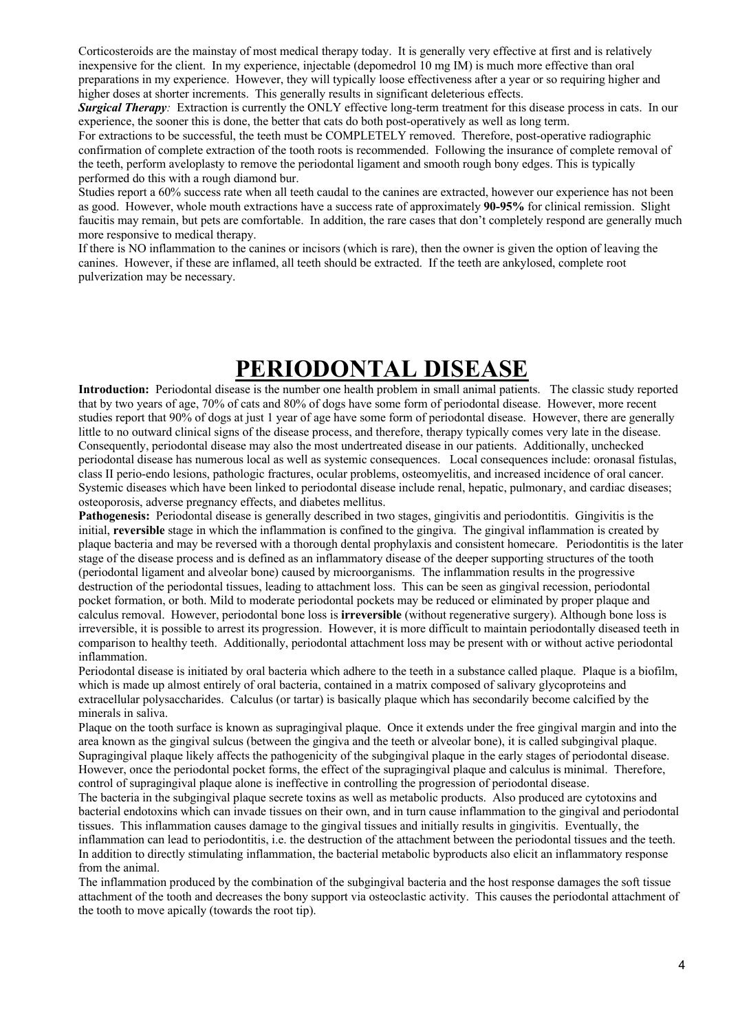Corticosteroids are the mainstay of most medical therapy today. It is generally very effective at first and is relatively inexpensive for the client. In my experience, injectable (depomedrol 10 mg IM) is much more effective than oral preparations in my experience. However, they will typically loose effectiveness after a year or so requiring higher and higher doses at shorter increments. This generally results in significant deleterious effects.

***Surgical Therapy**:* Extraction is currently the ONLY effective long-term treatment for this disease process in cats. In our experience, the sooner this is done, the better that cats do both post-operatively as well as long term.

For extractions to be successful, the teeth must be COMPLETELY removed. Therefore, post-operative radiographic confirmation of complete extraction of the tooth roots is recommended. Following the insurance of complete removal of the teeth, perform aveloplasty to remove the periodontal ligament and smooth rough bony edges. This is typically performed do this with a rough diamond bur.

Studies report a 60% success rate when all teeth caudal to the canines are extracted, however our experience has not been as good. However, whole mouth extractions have a success rate of approximately **90-95%** for clinical remission. Slight faucitis may remain, but pets are comfortable. In addition, the rare cases that don't completely respond are generally much more responsive to medical therapy.

If there is NO inflammation to the canines or incisors (which is rare), then the owner is given the option of leaving the canines. However, if these are inflamed, all teeth should be extracted. If the teeth are ankylosed, complete root pulverization may be necessary.

# PERIODONTAL DISEASE

**Introduction:** Periodontal disease is the number one health problem in small animal patients. The classic study reported that by two years of age, 70% of cats and 80% of dogs have some form of periodontal disease. However, more recent studies report that 90% of dogs at just 1 year of age have some form of periodontal disease. However, there are generally little to no outward clinical signs of the disease process, and therefore, therapy typically comes very late in the disease. Consequently, periodontal disease may also the most undertreated disease in our patients. Additionally, unchecked periodontal disease has numerous local as well as systemic consequences. Local consequences include: oronasal fistulas, class II perio-endo lesions, pathologic fractures, ocular problems, osteomyelitis, and increased incidence of oral cancer. Systemic diseases which have been linked to periodontal disease include renal, hepatic, pulmonary, and cardiac diseases; osteoporosis, adverse pregnancy effects, and diabetes mellitus.

**Pathogenesis:** Periodontal disease is generally described in two stages, gingivitis and periodontitis. Gingivitis is the initial, **reversible** stage in which the inflammation is confined to the gingiva. The gingival inflammation is created by plaque bacteria and may be reversed with a thorough dental prophylaxis and consistent homecare. Periodontitis is the later stage of the disease process and is defined as an inflammatory disease of the deeper supporting structures of the tooth (periodontal ligament and alveolar bone) caused by microorganisms. The inflammation results in the progressive destruction of the periodontal tissues, leading to attachment loss. This can be seen as gingival recession, periodontal pocket formation, or both. Mild to moderate periodontal pockets may be reduced or eliminated by proper plaque and calculus removal. However, periodontal bone loss is **irreversible** (without regenerative surgery). Although bone loss is irreversible, it is possible to arrest its progression. However, it is more difficult to maintain periodontally diseased teeth in comparison to healthy teeth. Additionally, periodontal attachment loss may be present with or without active periodontal inflammation.

Periodontal disease is initiated by oral bacteria which adhere to the teeth in a substance called plaque. Plaque is a biofilm, which is made up almost entirely of oral bacteria, contained in a matrix composed of salivary glycoproteins and extracellular polysaccharides. Calculus (or tartar) is basically plaque which has secondarily become calcified by the minerals in saliva.

Plaque on the tooth surface is known as supragingival plaque. Once it extends under the free gingival margin and into the area known as the gingival sulcus (between the gingiva and the teeth or alveolar bone), it is called subgingival plaque. Supragingival plaque likely affects the pathogenicity of the subgingival plaque in the early stages of periodontal disease. However, once the periodontal pocket forms, the effect of the supragingival plaque and calculus is minimal. Therefore, control of supragingival plaque alone is ineffective in controlling the progression of periodontal disease.

The bacteria in the subgingival plaque secrete toxins as well as metabolic products. Also produced are cytotoxins and bacterial endotoxins which can invade tissues on their own, and in turn cause inflammation to the gingival and periodontal tissues. This inflammation causes damage to the gingival tissues and initially results in gingivitis. Eventually, the inflammation can lead to periodontitis, i.e. the destruction of the attachment between the periodontal tissues and the teeth. In addition to directly stimulating inflammation, the bacterial metabolic byproducts also elicit an inflammatory response from the animal.

The inflammation produced by the combination of the subgingival bacteria and the host response damages the soft tissue attachment of the tooth and decreases the bony support via osteoclastic activity. This causes the periodontal attachment of the tooth to move apically (towards the root tip).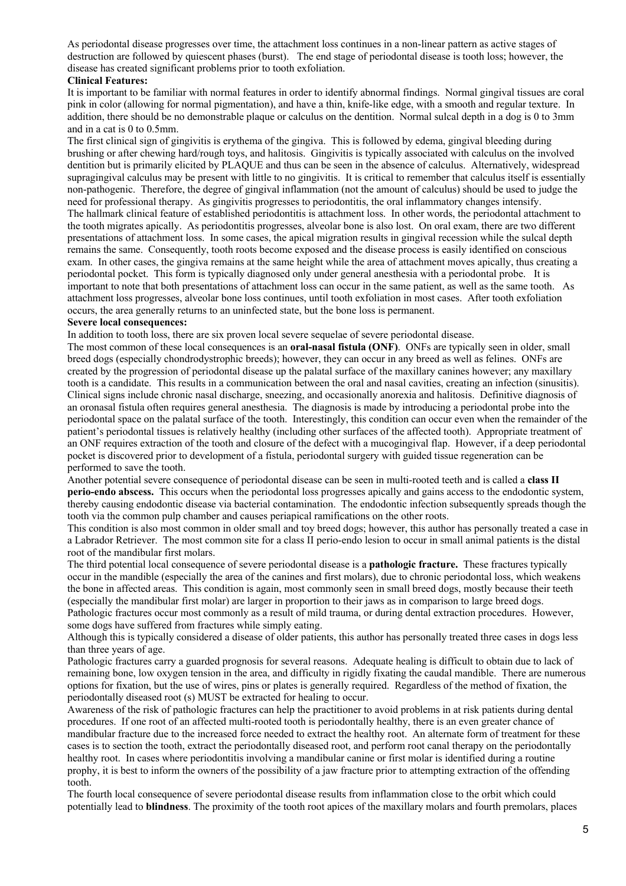As periodontal disease progresses over time, the attachment loss continues in a non-linear pattern as active stages of destruction are followed by quiescent phases (burst). The end stage of periodontal disease is tooth loss; however, the disease has created significant problems prior to tooth exfoliation.

**Clinical Features:**

It is important to be familiar with normal features in order to identify abnormal findings. Normal gingival tissues are coral pink in color (allowing for normal pigmentation), and have a thin, knife-like edge, with a smooth and regular texture. In addition, there should be no demonstrable plaque or calculus on the dentition. Normal sulcal depth in a dog is 0 to 3mm and in a cat is 0 to 0.5mm.

The first clinical sign of gingivitis is erythema of the gingiva. This is followed by edema, gingival bleeding during brushing or after chewing hard/rough toys, and halitosis. Gingivitis is typically associated with calculus on the involved dentition but is primarily elicited by PLAQUE and thus can be seen in the absence of calculus. Alternatively, widespread supragingival calculus may be present with little to no gingivitis. It is critical to remember that calculus itself is essentially non-pathogenic. Therefore, the degree of gingival inflammation (not the amount of calculus) should be used to judge the need for professional therapy. As gingivitis progresses to periodontitis, the oral inflammatory changes intensify.

The hallmark clinical feature of established periodontitis is attachment loss. In other words, the periodontal attachment to the tooth migrates apically. As periodontitis progresses, alveolar bone is also lost. On oral exam, there are two different presentations of attachment loss. In some cases, the apical migration results in gingival recession while the sulcal depth remains the same. Consequently, tooth roots become exposed and the disease process is easily identified on conscious exam. In other cases, the gingiva remains at the same height while the area of attachment moves apically, thus creating a periodontal pocket. This form is typically diagnosed only under general anesthesia with a periodontal probe. It is important to note that both presentations of attachment loss can occur in the same patient, as well as the same tooth. As attachment loss progresses, alveolar bone loss continues, until tooth exfoliation in most cases. After tooth exfoliation occurs, the area generally returns to an uninfected state, but the bone loss is permanent.

**Severe local consequences:**

In addition to tooth loss, there are six proven local severe sequelae of severe periodontal disease.

The most common of these local consequences is an **oral-nasal fistula (ONF)**. ONFs are typically seen in older, small breed dogs (especially chondrodystrophic breeds); however, they can occur in any breed as well as felines. ONFs are created by the progression of periodontal disease up the palatal surface of the maxillary canines however; any maxillary tooth is a candidate. This results in a communication between the oral and nasal cavities, creating an infection (sinusitis). Clinical signs include chronic nasal discharge, sneezing, and occasionally anorexia and halitosis. Definitive diagnosis of an oronasal fistula often requires general anesthesia. The diagnosis is made by introducing a periodontal probe into the periodontal space on the palatal surface of the tooth. Interestingly, this condition can occur even when the remainder of the patient's periodontal tissues is relatively healthy (including other surfaces of the affected tooth). Appropriate treatment of an ONF requires extraction of the tooth and closure of the defect with a mucogingival flap. However, if a deep periodontal pocket is discovered prior to development of a fistula, periodontal surgery with guided tissue regeneration can be performed to save the tooth.

Another potential severe consequence of periodontal disease can be seen in multi-rooted teeth and is called a **class II perio-endo abscess.** This occurs when the periodontal loss progresses apically and gains access to the endodontic system, thereby causing endodontic disease via bacterial contamination. The endodontic infection subsequently spreads though the tooth via the common pulp chamber and causes periapical ramifications on the other roots.

This condition is also most common in older small and toy breed dogs; however, this author has personally treated a case in a Labrador Retriever. The most common site for a class II perio-endo lesion to occur in small animal patients is the distal root of the mandibular first molars.

The third potential local consequence of severe periodontal disease is a **pathologic fracture.** These fractures typically occur in the mandible (especially the area of the canines and first molars), due to chronic periodontal loss, which weakens the bone in affected areas. This condition is again, most commonly seen in small breed dogs, mostly because their teeth (especially the mandibular first molar) are larger in proportion to their jaws as in comparison to large breed dogs. Pathologic fractures occur most commonly as a result of mild trauma, or during dental extraction procedures. However, some dogs have suffered from fractures while simply eating.

Although this is typically considered a disease of older patients, this author has personally treated three cases in dogs less than three years of age.

Pathologic fractures carry a guarded prognosis for several reasons. Adequate healing is difficult to obtain due to lack of remaining bone, low oxygen tension in the area, and difficulty in rigidly fixating the caudal mandible. There are numerous options for fixation, but the use of wires, pins or plates is generally required. Regardless of the method of fixation, the periodontally diseased root (s) MUST be extracted for healing to occur.

Awareness of the risk of pathologic fractures can help the practitioner to avoid problems in at risk patients during dental procedures. If one root of an affected multi-rooted tooth is periodontally healthy, there is an even greater chance of mandibular fracture due to the increased force needed to extract the healthy root. An alternate form of treatment for these cases is to section the tooth, extract the periodontally diseased root, and perform root canal therapy on the periodontally healthy root. In cases where periodontitis involving a mandibular canine or first molar is identified during a routine prophy, it is best to inform the owners of the possibility of a jaw fracture prior to attempting extraction of the offending tooth.

The fourth local consequence of severe periodontal disease results from inflammation close to the orbit which could potentially lead to **blindness**. The proximity of the tooth root apices of the maxillary molars and fourth premolars, places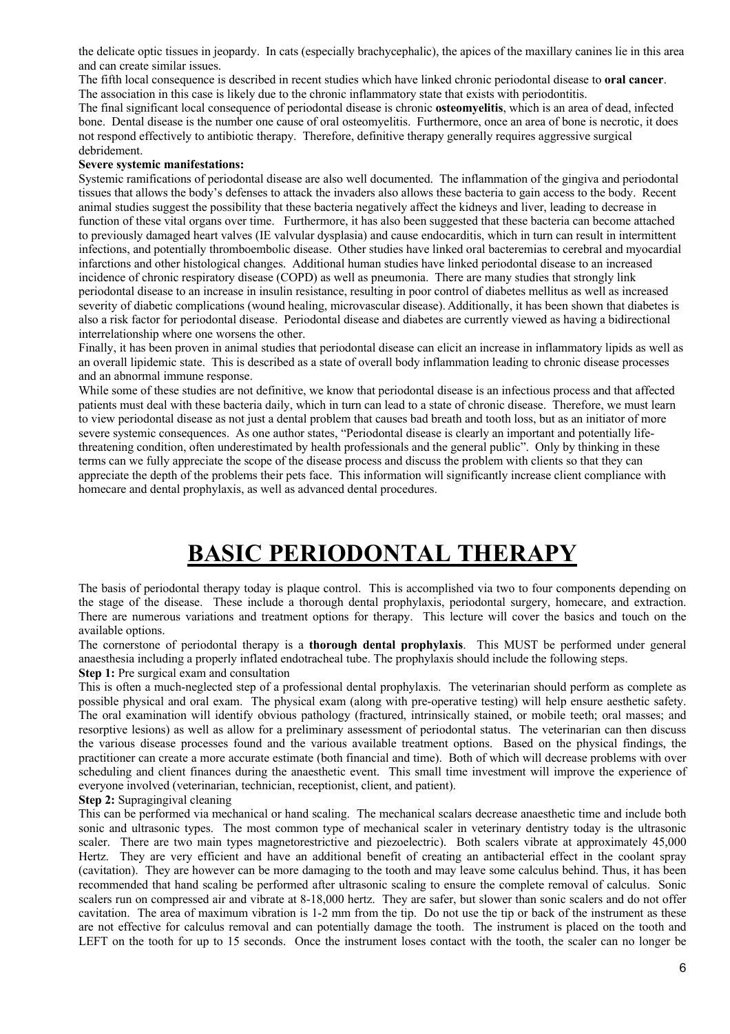the delicate optic tissues in jeopardy. In cats (especially brachycephalic), the apices of the maxillary canines lie in this area and can create similar issues.

The fifth local consequence is described in recent studies which have linked chronic periodontal disease to **oral cancer**. The association in this case is likely due to the chronic inflammatory state that exists with periodontitis.

The final significant local consequence of periodontal disease is chronic **osteomyelitis**, which is an area of dead, infected bone. Dental disease is the number one cause of oral osteomyelitis. Furthermore, once an area of bone is necrotic, it does not respond effectively to antibiotic therapy. Therefore, definitive therapy generally requires aggressive surgical debridement.

**Severe systemic manifestations:**

Systemic ramifications of periodontal disease are also well documented. The inflammation of the gingiva and periodontal tissues that allows the body's defenses to attack the invaders also allows these bacteria to gain access to the body. Recent animal studies suggest the possibility that these bacteria negatively affect the kidneys and liver, leading to decrease in function of these vital organs over time. Furthermore, it has also been suggested that these bacteria can become attached to previously damaged heart valves (IE valvular dysplasia) and cause endocarditis, which in turn can result in intermittent infections, and potentially thromboembolic disease. Other studies have linked oral bacteremias to cerebral and myocardial infarctions and other histological changes. Additional human studies have linked periodontal disease to an increased incidence of chronic respiratory disease (COPD) as well as pneumonia. There are many studies that strongly link periodontal disease to an increase in insulin resistance, resulting in poor control of diabetes mellitus as well as increased severity of diabetic complications (wound healing, microvascular disease). Additionally, it has been shown that diabetes is also a risk factor for periodontal disease. Periodontal disease and diabetes are currently viewed as having a bidirectional interrelationship where one worsens the other.

Finally, it has been proven in animal studies that periodontal disease can elicit an increase in inflammatory lipids as well as an overall lipidemic state. This is described as a state of overall body inflammation leading to chronic disease processes and an abnormal immune response.

While some of these studies are not definitive, we know that periodontal disease is an infectious process and that affected patients must deal with these bacteria daily, which in turn can lead to a state of chronic disease. Therefore, we must learn to view periodontal disease as not just a dental problem that causes bad breath and tooth loss, but as an initiator of more severe systemic consequences. As one author states, "Periodontal disease is clearly an important and potentially life-threatening condition, often underestimated by health professionals and the general public". Only by thinking in these terms can we fully appreciate the scope of the disease process and discuss the problem with clients so that they can appreciate the depth of the problems their pets face. This information will significantly increase client compliance with homecare and dental prophylaxis, as well as advanced dental procedures.

# BASIC PERIODONTAL THERAPY

The basis of periodontal therapy today is plaque control. This is accomplished via two to four components depending on the stage of the disease. These include a thorough dental prophylaxis, periodontal surgery, homecare, and extraction. There are numerous variations and treatment options for therapy. This lecture will cover the basics and touch on the available options.

The cornerstone of periodontal therapy is a **thorough dental prophylaxis**. This MUST be performed under general anaesthesia including a properly inflated endotracheal tube. The prophylaxis should include the following steps.

**Step 1:** Pre surgical exam and consultation

This is often a much-neglected step of a professional dental prophylaxis. The veterinarian should perform as complete as possible physical and oral exam. The physical exam (along with pre-operative testing) will help ensure aesthetic safety. The oral examination will identify obvious pathology (fractured, intrinsically stained, or mobile teeth; oral masses; and resorptive lesions) as well as allow for a preliminary assessment of periodontal status. The veterinarian can then discuss the various disease processes found and the various available treatment options. Based on the physical findings, the practitioner can create a more accurate estimate (both financial and time). Both of which will decrease problems with over scheduling and client finances during the anaesthetic event. This small time investment will improve the experience of everyone involved (veterinarian, technician, receptionist, client, and patient).

**Step 2:** Supragingival cleaning

This can be performed via mechanical or hand scaling. The mechanical scalars decrease anaesthetic time and include both sonic and ultrasonic types. The most common type of mechanical scaler in veterinary dentistry today is the ultrasonic scaler. There are two main types magnetorestrictive and piezoelectric). Both scalers vibrate at approximately 45,000 Hertz. They are very efficient and have an additional benefit of creating an antibacterial effect in the coolant spray (cavitation). They are however can be more damaging to the tooth and may leave some calculus behind. Thus, it has been recommended that hand scaling be performed after ultrasonic scaling to ensure the complete removal of calculus. Sonic scalers run on compressed air and vibrate at 8-18,000 hertz. They are safer, but slower than sonic scalers and do not offer cavitation. The area of maximum vibration is 1-2 mm from the tip. Do not use the tip or back of the instrument as these are not effective for calculus removal and can potentially damage the tooth. The instrument is placed on the tooth and LEFT on the tooth for up to 15 seconds. Once the instrument loses contact with the tooth, the scaler can no longer be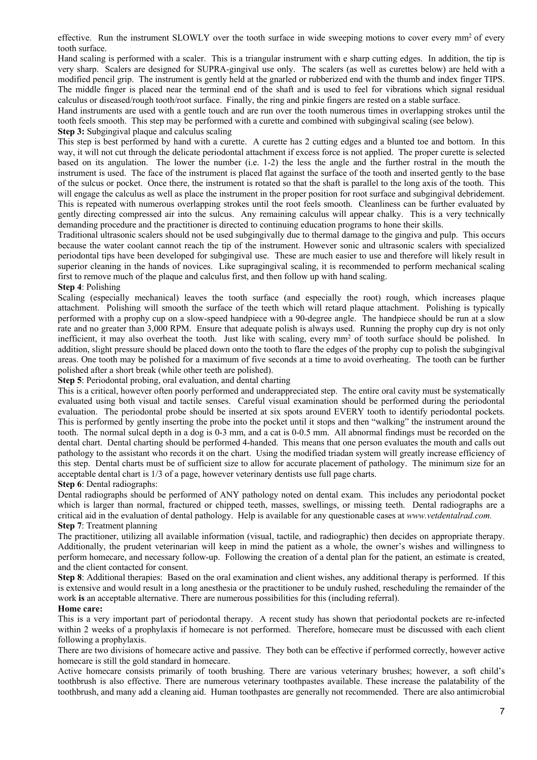effective. Run the instrument SLOWLY over the tooth surface in wide sweeping motions to cover every mm$^2$ of every tooth surface.

Hand scaling is performed with a scaler. This is a triangular instrument with e sharp cutting edges. In addition, the tip is very sharp. Scalers are designed for SUPRA-gingival use only. The scalers (as well as curettes below) are held with a modified pencil grip. The instrument is gently held at the gnarled or rubberized end with the thumb and index finger TIPS. The middle finger is placed near the terminal end of the shaft and is used to feel for vibrations which signal residual calculus or diseased/rough tooth/root surface. Finally, the ring and pinkie fingers are rested on a stable surface.

Hand instruments are used with a gentle touch and are run over the tooth numerous times in overlapping strokes until the tooth feels smooth. This step may be performed with a curette and combined with subgingival scaling (see below).

**Step 3:** Subgingival plaque and calculus scaling

This step is best performed by hand with a curette. A curette has 2 cutting edges and a blunted toe and bottom. In this way, it will not cut through the delicate periodontal attachment if excess force is not applied. The proper curette is selected based on its angulation. The lower the number (i.e. 1-2) the less the angle and the further rostral in the mouth the instrument is used. The face of the instrument is placed flat against the surface of the tooth and inserted gently to the base of the sulcus or pocket. Once there, the instrument is rotated so that the shaft is parallel to the long axis of the tooth. This will engage the calculus as well as place the instrument in the proper position for root surface and subgingival debridement. This is repeated with numerous overlapping strokes until the root feels smooth. Cleanliness can be further evaluated by gently directing compressed air into the sulcus. Any remaining calculus will appear chalky. This is a very technically demanding procedure and the practitioner is directed to continuing education programs to hone their skills.

Traditional ultrasonic scalers should not be used subgingivally due to thermal damage to the gingiva and pulp. This occurs because the water coolant cannot reach the tip of the instrument. However sonic and ultrasonic scalers with specialized periodontal tips have been developed for subgingival use. These are much easier to use and therefore will likely result in superior cleaning in the hands of novices. Like supragingival scaling, it is recommended to perform mechanical scaling first to remove much of the plaque and calculus first, and then follow up with hand scaling.

**Step 4**: Polishing

Scaling (especially mechanical) leaves the tooth surface (and especially the root) rough, which increases plaque attachment. Polishing will smooth the surface of the teeth which will retard plaque attachment. Polishing is typically performed with a prophy cup on a slow-speed handpiece with a 90-degree angle. The handpiece should be run at a slow rate and no greater than 3,000 RPM. Ensure that adequate polish is always used. Running the prophy cup dry is not only inefficient, it may also overheat the tooth. Just like with scaling, every mm$^2$ of tooth surface should be polished. In addition, slight pressure should be placed down onto the tooth to flare the edges of the prophy cup to polish the subgingival areas. One tooth may be polished for a maximum of five seconds at a time to avoid overheating. The tooth can be further polished after a short break (while other teeth are polished).

**Step 5**: Periodontal probing, oral evaluation, and dental charting

This is a critical, however often poorly performed and underappreciated step. The entire oral cavity must be systematically evaluated using both visual and tactile senses. Careful visual examination should be performed during the periodontal evaluation. The periodontal probe should be inserted at six spots around EVERY tooth to identify periodontal pockets. This is performed by gently inserting the probe into the pocket until it stops and then "walking" the instrument around the tooth. The normal sulcal depth in a dog is 0-3 mm, and a cat is 0-0.5 mm. All abnormal findings must be recorded on the dental chart. Dental charting should be performed 4-handed. This means that one person evaluates the mouth and calls out pathology to the assistant who records it on the chart. Using the modified triadan system will greatly increase efficiency of this step. Dental charts must be of sufficient size to allow for accurate placement of pathology. The minimum size for an acceptable dental chart is 1/3 of a page, however veterinary dentists use full page charts.

**Step 6**: Dental radiographs:

Dental radiographs should be performed of ANY pathology noted on dental exam. This includes any periodontal pocket which is larger than normal, fractured or chipped teeth, masses, swellings, or missing teeth. Dental radiographs are a critical aid in the evaluation of dental pathology. Help is available for any questionable cases at *www.vetdentalrad.com.*

**Step 7**: Treatment planning

The practitioner, utilizing all available information (visual, tactile, and radiographic) then decides on appropriate therapy. Additionally, the prudent veterinarian will keep in mind the patient as a whole, the owner's wishes and willingness to perform homecare, and necessary follow-up. Following the creation of a dental plan for the patient, an estimate is created, and the client contacted for consent.

**Step 8**: Additional therapies: Based on the oral examination and client wishes, any additional therapy is performed. If this is extensive and would result in a long anesthesia or the practitioner to be unduly rushed, rescheduling the remainder of the work **is** an acceptable alternative. There are numerous possibilities for this (including referral).

**Home care:**

This is a very important part of periodontal therapy. A recent study has shown that periodontal pockets are re-infected within 2 weeks of a prophylaxis if homecare is not performed. Therefore, homecare must be discussed with each client following a prophylaxis.

There are two divisions of homecare active and passive. They both can be effective if performed correctly, however active homecare is still the gold standard in homecare.

Active homecare consists primarily of tooth brushing. There are various veterinary brushes; however, a soft child's toothbrush is also effective. There are numerous veterinary toothpastes available. These increase the palatability of the toothbrush, and many add a cleaning aid. Human toothpastes are generally not recommended. There are also antimicrobial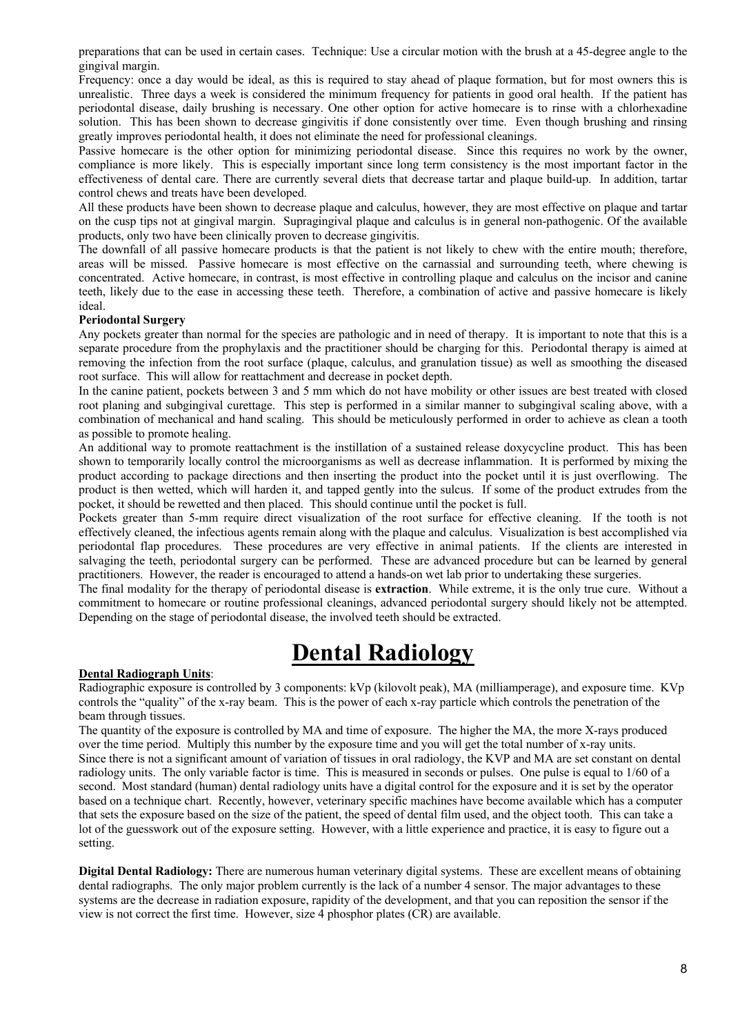preparations that can be used in certain cases. Technique: Use a circular motion with the brush at a 45-degree angle to the gingival margin.

Frequency: once a day would be ideal, as this is required to stay ahead of plaque formation, but for most owners this is unrealistic. Three days a week is considered the minimum frequency for patients in good oral health. If the patient has periodontal disease, daily brushing is necessary. One other option for active homecare is to rinse with a chlorhexadine solution. This has been shown to decrease gingivitis if done consistently over time. Even though brushing and rinsing greatly improves periodontal health, it does not eliminate the need for professional cleanings.

Passive homecare is the other option for minimizing periodontal disease. Since this requires no work by the owner, compliance is more likely. This is especially important since long term consistency is the most important factor in the effectiveness of dental care. There are currently several diets that decrease tartar and plaque build-up. In addition, tartar control chews and treats have been developed.

All these products have been shown to decrease plaque and calculus, however, they are most effective on plaque and tartar on the cusp tips not at gingival margin. Supragingival plaque and calculus is in general non-pathogenic. Of the available products, only two have been clinically proven to decrease gingivitis.

The downfall of all passive homecare products is that the patient is not likely to chew with the entire mouth; therefore, areas will be missed. Passive homecare is most effective on the carnassial and surrounding teeth, where chewing is concentrated. Active homecare, in contrast, is most effective in controlling plaque and calculus on the incisor and canine teeth, likely due to the ease in accessing these teeth. Therefore, a combination of active and passive homecare is likely ideal.

**Periodontal Surgery**

Any pockets greater than normal for the species are pathologic and in need of therapy. It is important to note that this is a separate procedure from the prophylaxis and the practitioner should be charging for this. Periodontal therapy is aimed at removing the infection from the root surface (plaque, calculus, and granulation tissue) as well as smoothing the diseased root surface. This will allow for reattachment and decrease in pocket depth.

In the canine patient, pockets between 3 and 5 mm which do not have mobility or other issues are best treated with closed root planing and subgingival curettage. This step is performed in a similar manner to subgingival scaling above, with a combination of mechanical and hand scaling. This should be meticulously performed in order to achieve as clean a tooth as possible to promote healing.

An additional way to promote reattachment is the instillation of a sustained release doxycycline product. This has been shown to temporarily locally control the microorganisms as well as decrease inflammation. It is performed by mixing the product according to package directions and then inserting the product into the pocket until it is just overflowing. The product is then wetted, which will harden it, and tapped gently into the sulcus. If some of the product extrudes from the pocket, it should be rewetted and then placed. This should continue until the pocket is full.

Pockets greater than 5-mm require direct visualization of the root surface for effective cleaning. If the tooth is not effectively cleaned, the infectious agents remain along with the plaque and calculus. Visualization is best accomplished via periodontal flap procedures. These procedures are very effective in animal patients. If the clients are interested in salvaging the teeth, periodontal surgery can be performed. These are advanced procedure but can be learned by general practitioners. However, the reader is encouraged to attend a hands-on wet lab prior to undertaking these surgeries.

The final modality for the therapy of periodontal disease is **extraction**. While extreme, it is the only true cure. Without a commitment to homecare or routine professional cleanings, advanced periodontal surgery should likely not be attempted. Depending on the stage of periodontal disease, the involved teeth should be extracted.

# Dental Radiology

**Dental Radiograph Units**:

Radiographic exposure is controlled by 3 components: kVp (kilovolt peak), MA (milliamperage), and exposure time. KVp controls the "quality" of the x-ray beam. This is the power of each x-ray particle which controls the penetration of the beam through tissues.

The quantity of the exposure is controlled by MA and time of exposure. The higher the MA, the more X-rays produced over the time period. Multiply this number by the exposure time and you will get the total number of x-ray units.

Since there is not a significant amount of variation of tissues in oral radiology, the KVP and MA are set constant on dental radiology units. The only variable factor is time. This is measured in seconds or pulses. One pulse is equal to 1/60 of a second. Most standard (human) dental radiology units have a digital control for the exposure and it is set by the operator based on a technique chart. Recently, however, veterinary specific machines have become available which has a computer that sets the exposure based on the size of the patient, the speed of dental film used, and the object tooth. This can take a lot of the guesswork out of the exposure setting. However, with a little experience and practice, it is easy to figure out a setting.

**Digital Dental Radiology:** There are numerous human veterinary digital systems. These are excellent means of obtaining dental radiographs. The only major problem currently is the lack of a number 4 sensor. The major advantages to these systems are the decrease in radiation exposure, rapidity of the development, and that you can reposition the sensor if the view is not correct the first time. However, size 4 phosphor plates (CR) are available.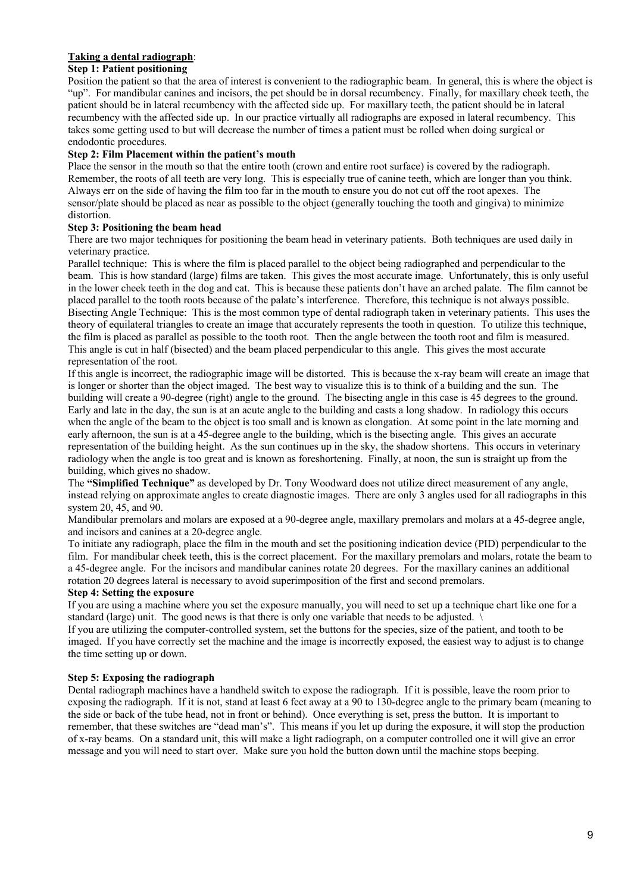**<u>Taking a dental radiograph</u>**:

**Step 1: Patient positioning**

Position the patient so that the area of interest is convenient to the radiographic beam. In general, this is where the object is "up". For mandibular canines and incisors, the pet should be in dorsal recumbency. Finally, for maxillary cheek teeth, the patient should be in lateral recumbency with the affected side up. For maxillary teeth, the patient should be in lateral recumbency with the affected side up. In our practice virtually all radiographs are exposed in lateral recumbency. This takes some getting used to but will decrease the number of times a patient must be rolled when doing surgical or endodontic procedures.

**Step 2: Film Placement within the patient's mouth**

Place the sensor in the mouth so that the entire tooth (crown and entire root surface) is covered by the radiograph. Remember, the roots of all teeth are very long. This is especially true of canine teeth, which are longer than you think. Always err on the side of having the film too far in the mouth to ensure you do not cut off the root apexes. The sensor/plate should be placed as near as possible to the object (generally touching the tooth and gingiva) to minimize distortion.

**Step 3: Positioning the beam head**

There are two major techniques for positioning the beam head in veterinary patients. Both techniques are used daily in veterinary practice.

Parallel technique: This is where the film is placed parallel to the object being radiographed and perpendicular to the beam. This is how standard (large) films are taken. This gives the most accurate image. Unfortunately, this is only useful in the lower cheek teeth in the dog and cat. This is because these patients don't have an arched palate. The film cannot be placed parallel to the tooth roots because of the palate's interference. Therefore, this technique is not always possible.

Bisecting Angle Technique: This is the most common type of dental radiograph taken in veterinary patients. This uses the theory of equilateral triangles to create an image that accurately represents the tooth in question. To utilize this technique, the film is placed as parallel as possible to the tooth root. Then the angle between the tooth root and film is measured. This angle is cut in half (bisected) and the beam placed perpendicular to this angle. This gives the most accurate representation of the root.

If this angle is incorrect, the radiographic image will be distorted. This is because the x-ray beam will create an image that is longer or shorter than the object imaged. The best way to visualize this is to think of a building and the sun. The building will create a 90-degree (right) angle to the ground. The bisecting angle in this case is 45 degrees to the ground. Early and late in the day, the sun is at an acute angle to the building and casts a long shadow. In radiology this occurs when the angle of the beam to the object is too small and is known as elongation. At some point in the late morning and early afternoon, the sun is at a 45-degree angle to the building, which is the bisecting angle. This gives an accurate representation of the building height. As the sun continues up in the sky, the shadow shortens. This occurs in veterinary radiology when the angle is too great and is known as foreshortening. Finally, at noon, the sun is straight up from the building, which gives no shadow.

The **"Simplified Technique"** as developed by Dr. Tony Woodward does not utilize direct measurement of any angle, instead relying on approximate angles to create diagnostic images. There are only 3 angles used for all radiographs in this system 20, 45, and 90.

Mandibular premolars and molars are exposed at a 90-degree angle, maxillary premolars and molars at a 45-degree angle, and incisors and canines at a 20-degree angle.

To initiate any radiograph, place the film in the mouth and set the positioning indication device (PID) perpendicular to the film. For mandibular cheek teeth, this is the correct placement. For the maxillary premolars and molars, rotate the beam to a 45-degree angle. For the incisors and mandibular canines rotate 20 degrees. For the maxillary canines an additional rotation 20 degrees lateral is necessary to avoid superimposition of the first and second premolars.

**Step 4: Setting the exposure**

If you are using a machine where you set the exposure manually, you will need to set up a technique chart like one for a standard (large) unit. The good news is that there is only one variable that needs to be adjusted. \

If you are utilizing the computer-controlled system, set the buttons for the species, size of the patient, and tooth to be imaged. If you have correctly set the machine and the image is incorrectly exposed, the easiest way to adjust is to change the time setting up or down.

**Step 5: Exposing the radiograph**

Dental radiograph machines have a handheld switch to expose the radiograph. If it is possible, leave the room prior to exposing the radiograph. If it is not, stand at least 6 feet away at a 90 to 130-degree angle to the primary beam (meaning to the side or back of the tube head, not in front or behind). Once everything is set, press the button. It is important to remember, that these switches are "dead man's". This means if you let up during the exposure, it will stop the production of x-ray beams. On a standard unit, this will make a light radiograph, on a computer controlled one it will give an error message and you will need to start over. Make sure you hold the button down until the machine stops beeping.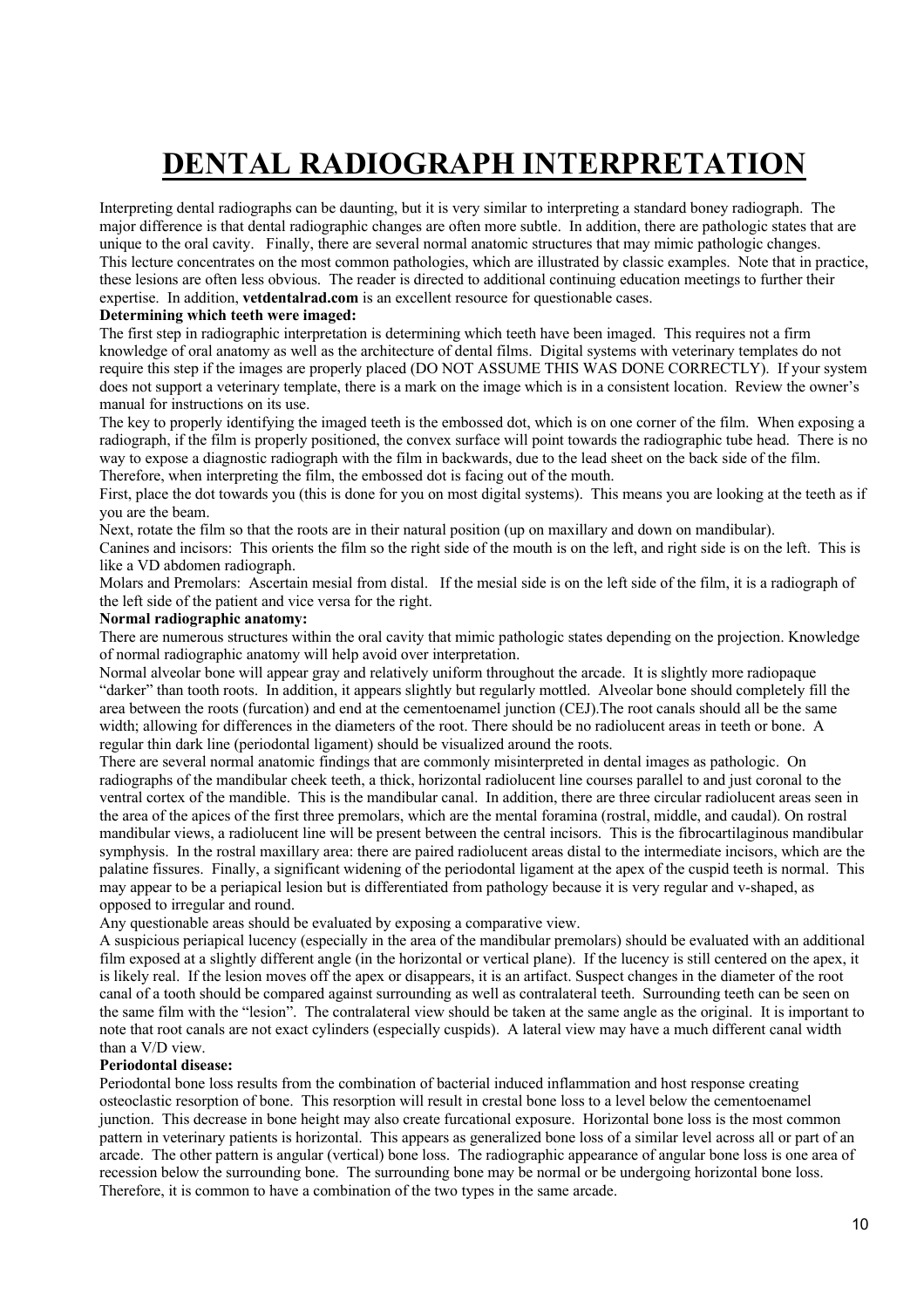# DENTAL RADIOGRAPH INTERPRETATION

Interpreting dental radiographs can be daunting, but it is very similar to interpreting a standard boney radiograph. The major difference is that dental radiographic changes are often more subtle. In addition, there are pathologic states that are unique to the oral cavity. Finally, there are several normal anatomic structures that may mimic pathologic changes. This lecture concentrates on the most common pathologies, which are illustrated by classic examples. Note that in practice, these lesions are often less obvious. The reader is directed to additional continuing education meetings to further their expertise. In addition, **vetdentalrad.com** is an excellent resource for questionable cases.

**Determining which teeth were imaged:**

The first step in radiographic interpretation is determining which teeth have been imaged. This requires not a firm knowledge of oral anatomy as well as the architecture of dental films. Digital systems with veterinary templates do not require this step if the images are properly placed (DO NOT ASSUME THIS WAS DONE CORRECTLY). If your system does not support a veterinary template, there is a mark on the image which is in a consistent location. Review the owner's manual for instructions on its use.

The key to properly identifying the imaged teeth is the embossed dot, which is on one corner of the film. When exposing a radiograph, if the film is properly positioned, the convex surface will point towards the radiographic tube head. There is no way to expose a diagnostic radiograph with the film in backwards, due to the lead sheet on the back side of the film. Therefore, when interpreting the film, the embossed dot is facing out of the mouth.

First, place the dot towards you (this is done for you on most digital systems). This means you are looking at the teeth as if you are the beam.

Next, rotate the film so that the roots are in their natural position (up on maxillary and down on mandibular).

Canines and incisors: This orients the film so the right side of the mouth is on the left, and right side is on the left. This is like a VD abdomen radiograph.

Molars and Premolars: Ascertain mesial from distal. If the mesial side is on the left side of the film, it is a radiograph of the left side of the patient and vice versa for the right.

**Normal radiographic anatomy:**

There are numerous structures within the oral cavity that mimic pathologic states depending on the projection. Knowledge of normal radiographic anatomy will help avoid over interpretation.

Normal alveolar bone will appear gray and relatively uniform throughout the arcade. It is slightly more radiopaque "darker" than tooth roots. In addition, it appears slightly but regularly mottled. Alveolar bone should completely fill the area between the roots (furcation) and end at the cementoenamel junction (CEJ).The root canals should all be the same width; allowing for differences in the diameters of the root. There should be no radiolucent areas in teeth or bone. A regular thin dark line (periodontal ligament) should be visualized around the roots.

There are several normal anatomic findings that are commonly misinterpreted in dental images as pathologic. On radiographs of the mandibular cheek teeth, a thick, horizontal radiolucent line courses parallel to and just coronal to the ventral cortex of the mandible. This is the mandibular canal. In addition, there are three circular radiolucent areas seen in the area of the apices of the first three premolars, which are the mental foramina (rostral, middle, and caudal). On rostral mandibular views, a radiolucent line will be present between the central incisors. This is the fibrocartilaginous mandibular symphysis. In the rostral maxillary area: there are paired radiolucent areas distal to the intermediate incisors, which are the palatine fissures. Finally, a significant widening of the periodontal ligament at the apex of the cuspid teeth is normal. This may appear to be a periapical lesion but is differentiated from pathology because it is very regular and v-shaped, as opposed to irregular and round.

Any questionable areas should be evaluated by exposing a comparative view.

A suspicious periapical lucency (especially in the area of the mandibular premolars) should be evaluated with an additional film exposed at a slightly different angle (in the horizontal or vertical plane). If the lucency is still centered on the apex, it is likely real. If the lesion moves off the apex or disappears, it is an artifact. Suspect changes in the diameter of the root canal of a tooth should be compared against surrounding as well as contralateral teeth. Surrounding teeth can be seen on the same film with the "lesion". The contralateral view should be taken at the same angle as the original. It is important to note that root canals are not exact cylinders (especially cuspids). A lateral view may have a much different canal width than a V/D view.

**Periodontal disease:**

Periodontal bone loss results from the combination of bacterial induced inflammation and host response creating osteoclastic resorption of bone. This resorption will result in crestal bone loss to a level below the cementoenamel junction. This decrease in bone height may also create furcational exposure. Horizontal bone loss is the most common pattern in veterinary patients is horizontal. This appears as generalized bone loss of a similar level across all or part of an arcade. The other pattern is angular (vertical) bone loss. The radiographic appearance of angular bone loss is one area of recession below the surrounding bone. The surrounding bone may be normal or be undergoing horizontal bone loss. Therefore, it is common to have a combination of the two types in the same arcade.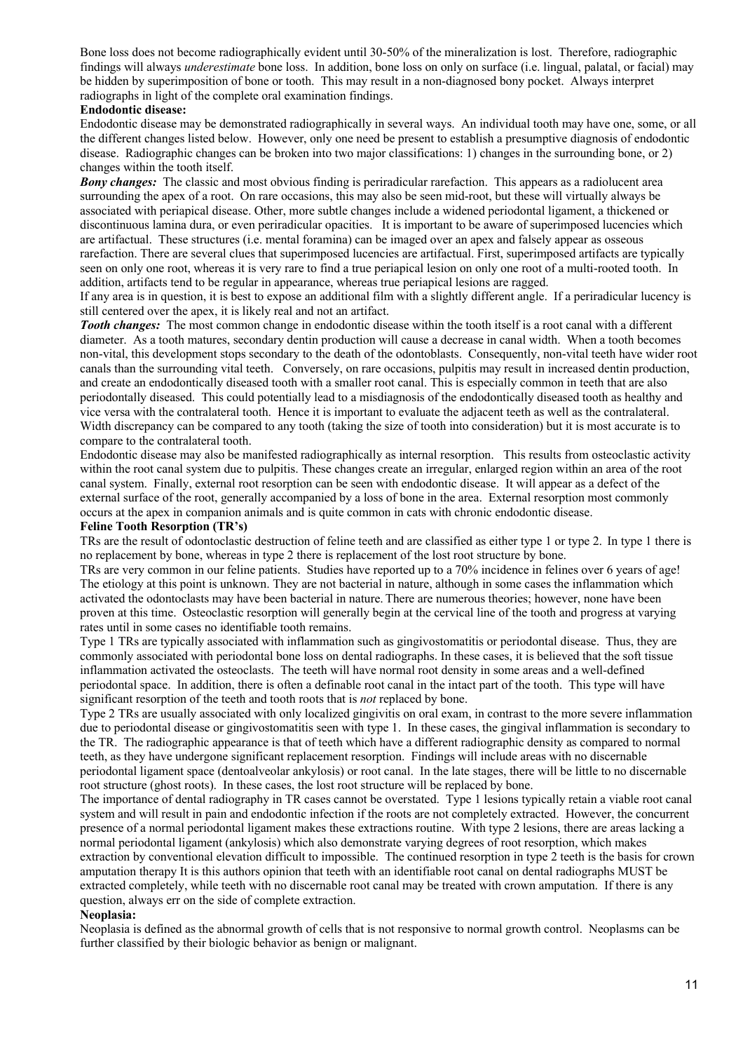Bone loss does not become radiographically evident until 30-50% of the mineralization is lost. Therefore, radiographic findings will always *underestimate* bone loss. In addition, bone loss on only on surface (i.e. lingual, palatal, or facial) may be hidden by superimposition of bone or tooth. This may result in a non-diagnosed bony pocket. Always interpret radiographs in light of the complete oral examination findings.

**Endodontic disease:**

Endodontic disease may be demonstrated radiographically in several ways. An individual tooth may have one, some, or all the different changes listed below. However, only one need be present to establish a presumptive diagnosis of endodontic disease. Radiographic changes can be broken into two major classifications: 1) changes in the surrounding bone, or 2) changes within the tooth itself.

***Bony changes:*** The classic and most obvious finding is periradicular rarefaction. This appears as a radiolucent area surrounding the apex of a root. On rare occasions, this may also be seen mid-root, but these will virtually always be associated with periapical disease. Other, more subtle changes include a widened periodontal ligament, a thickened or discontinuous lamina dura, or even periradicular opacities. It is important to be aware of superimposed lucencies which are artifactual. These structures (i.e. mental foramina) can be imaged over an apex and falsely appear as osseous rarefaction. There are several clues that superimposed lucencies are artifactual. First, superimposed artifacts are typically seen on only one root, whereas it is very rare to find a true periapical lesion on only one root of a multi-rooted tooth. In addition, artifacts tend to be regular in appearance, whereas true periapical lesions are ragged.

If any area is in question, it is best to expose an additional film with a slightly different angle. If a periradicular lucency is still centered over the apex, it is likely real and not an artifact.

***Tooth changes:*** The most common change in endodontic disease within the tooth itself is a root canal with a different diameter. As a tooth matures, secondary dentin production will cause a decrease in canal width. When a tooth becomes non-vital, this development stops secondary to the death of the odontoblasts. Consequently, non-vital teeth have wider root canals than the surrounding vital teeth. Conversely, on rare occasions, pulpitis may result in increased dentin production, and create an endodontically diseased tooth with a smaller root canal. This is especially common in teeth that are also periodontally diseased. This could potentially lead to a misdiagnosis of the endodontically diseased tooth as healthy and vice versa with the contralateral tooth. Hence it is important to evaluate the adjacent teeth as well as the contralateral. Width discrepancy can be compared to any tooth (taking the size of tooth into consideration) but it is most accurate is to compare to the contralateral tooth.

Endodontic disease may also be manifested radiographically as internal resorption. This results from osteoclastic activity within the root canal system due to pulpitis. These changes create an irregular, enlarged region within an area of the root canal system. Finally, external root resorption can be seen with endodontic disease. It will appear as a defect of the external surface of the root, generally accompanied by a loss of bone in the area. External resorption most commonly occurs at the apex in companion animals and is quite common in cats with chronic endodontic disease.

**Feline Tooth Resorption (TR's)**

TRs are the result of odontoclastic destruction of feline teeth and are classified as either type 1 or type 2. In type 1 there is no replacement by bone, whereas in type 2 there is replacement of the lost root structure by bone.

TRs are very common in our feline patients. Studies have reported up to a 70% incidence in felines over 6 years of age! The etiology at this point is unknown. They are not bacterial in nature, although in some cases the inflammation which activated the odontoclasts may have been bacterial in nature. There are numerous theories; however, none have been proven at this time. Osteoclastic resorption will generally begin at the cervical line of the tooth and progress at varying rates until in some cases no identifiable tooth remains.

Type 1 TRs are typically associated with inflammation such as gingivostomatitis or periodontal disease. Thus, they are commonly associated with periodontal bone loss on dental radiographs. In these cases, it is believed that the soft tissue inflammation activated the osteoclasts. The teeth will have normal root density in some areas and a well-defined periodontal space. In addition, there is often a definable root canal in the intact part of the tooth. This type will have significant resorption of the teeth and tooth roots that is *not* replaced by bone.

Type 2 TRs are usually associated with only localized gingivitis on oral exam, in contrast to the more severe inflammation due to periodontal disease or gingivostomatitis seen with type 1. In these cases, the gingival inflammation is secondary to the TR. The radiographic appearance is that of teeth which have a different radiographic density as compared to normal teeth, as they have undergone significant replacement resorption. Findings will include areas with no discernable periodontal ligament space (dentoalveolar ankylosis) or root canal. In the late stages, there will be little to no discernable root structure (ghost roots). In these cases, the lost root structure will be replaced by bone.

The importance of dental radiography in TR cases cannot be overstated. Type 1 lesions typically retain a viable root canal system and will result in pain and endodontic infection if the roots are not completely extracted. However, the concurrent presence of a normal periodontal ligament makes these extractions routine. With type 2 lesions, there are areas lacking a normal periodontal ligament (ankylosis) which also demonstrate varying degrees of root resorption, which makes extraction by conventional elevation difficult to impossible. The continued resorption in type 2 teeth is the basis for crown amputation therapy It is this authors opinion that teeth with an identifiable root canal on dental radiographs MUST be extracted completely, while teeth with no discernable root canal may be treated with crown amputation. If there is any question, always err on the side of complete extraction.

**Neoplasia:**

Neoplasia is defined as the abnormal growth of cells that is not responsive to normal growth control. Neoplasms can be further classified by their biologic behavior as benign or malignant.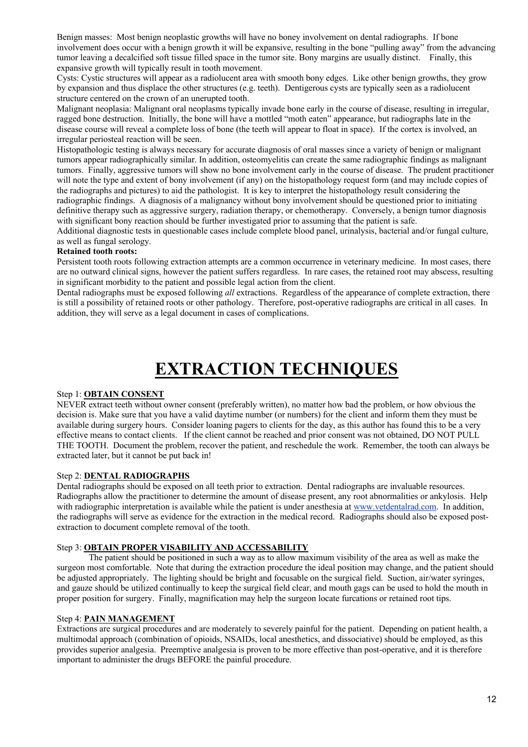Benign masses: Most benign neoplastic growths will have no boney involvement on dental radiographs. If bone involvement does occur with a benign growth it will be expansive, resulting in the bone "pulling away" from the advancing tumor leaving a decalcified soft tissue filled space in the tumor site. Bony margins are usually distinct. Finally, this expansive growth will typically result in tooth movement.

Cysts: Cystic structures will appear as a radiolucent area with smooth bony edges. Like other benign growths, they grow by expansion and thus displace the other structures (e.g. teeth). Dentigerous cysts are typically seen as a radiolucent structure centered on the crown of an unerupted tooth.

Malignant neoplasia: Malignant oral neoplasms typically invade bone early in the course of disease, resulting in irregular, ragged bone destruction. Initially, the bone will have a mottled "moth eaten" appearance, but radiographs late in the disease course will reveal a complete loss of bone (the teeth will appear to float in space). If the cortex is involved, an irregular periosteal reaction will be seen.

Histopathologic testing is always necessary for accurate diagnosis of oral masses since a variety of benign or malignant tumors appear radiographically similar. In addition, osteomyelitis can create the same radiographic findings as malignant tumors. Finally, aggressive tumors will show no bone involvement early in the course of disease. The prudent practitioner will note the type and extent of bony involvement (if any) on the histopathology request form (and may include copies of the radiographs and pictures) to aid the pathologist. It is key to interpret the histopathology result considering the radiographic findings. A diagnosis of a malignancy without bony involvement should be questioned prior to initiating definitive therapy such as aggressive surgery, radiation therapy, or chemotherapy. Conversely, a benign tumor diagnosis with significant bony reaction should be further investigated prior to assuming that the patient is safe.

Additional diagnostic tests in questionable cases include complete blood panel, urinalysis, bacterial and/or fungal culture, as well as fungal serology.

**Retained tooth roots:**

Persistent tooth roots following extraction attempts are a common occurrence in veterinary medicine. In most cases, there are no outward clinical signs, however the patient suffers regardless. In rare cases, the retained root may abscess, resulting in significant morbidity to the patient and possible legal action from the client.

Dental radiographs must be exposed following *all* extractions. Regardless of the appearance of complete extraction, there is still a possibility of retained roots or other pathology. Therefore, post-operative radiographs are critical in all cases. In addition, they will serve as a legal document in cases of complications.

# EXTRACTION TECHNIQUES

Step 1: **OBTAIN CONSENT**

NEVER extract teeth without owner consent (preferably written), no matter how bad the problem, or how obvious the decision is. Make sure that you have a valid daytime number (or numbers) for the client and inform them they must be available during surgery hours. Consider loaning pagers to clients for the day, as this author has found this to be a very effective means to contact clients. If the client cannot be reached and prior consent was not obtained, DO NOT PULL THE TOOTH. Document the problem, recover the patient, and reschedule the work. Remember, the tooth can always be extracted later, but it cannot be put back in!

Step 2: **DENTAL RADIOGRAPHS**

Dental radiographs should be exposed on all teeth prior to extraction. Dental radiographs are invaluable resources. Radiographs allow the practitioner to determine the amount of disease present, any root abnormalities or ankylosis. Help with radiographic interpretation is available while the patient is under anesthesia at www.vetdentalrad.com. In addition, the radiographs will serve as evidence for the extraction in the medical record. Radiographs should also be exposed post-extraction to document complete removal of the tooth.

Step 3: **OBTAIN PROPER VISABILITY AND ACCESSABILITY**

The patient should be positioned in such a way as to allow maximum visibility of the area as well as make the surgeon most comfortable. Note that during the extraction procedure the ideal position may change, and the patient should be adjusted appropriately. The lighting should be bright and focusable on the surgical field. Suction, air/water syringes, and gauze should be utilized continually to keep the surgical field clear, and mouth gags can be used to hold the mouth in proper position for surgery. Finally, magnification may help the surgeon locate furcations or retained root tips.

Step 4: **PAIN MANAGEMENT**

Extractions are surgical procedures and are moderately to severely painful for the patient. Depending on patient health, a multimodal approach (combination of opioids, NSAIDs, local anesthetics, and dissociative) should be employed, as this provides superior analgesia. Preemptive analgesia is proven to be more effective than post-operative, and it is therefore important to administer the drugs BEFORE the painful procedure.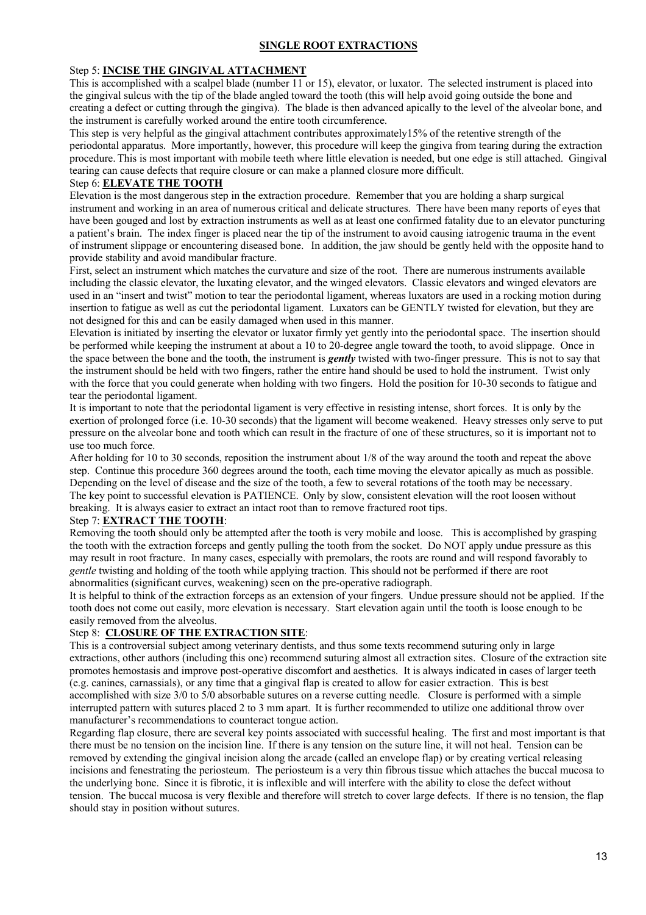## SINGLE ROOT EXTRACTIONS

### Step 5: **INCISE THE GINGIVAL ATTACHMENT**

This is accomplished with a scalpel blade (number 11 or 15), elevator, or luxator. The selected instrument is placed into the gingival sulcus with the tip of the blade angled toward the tooth (this will help avoid going outside the bone and creating a defect or cutting through the gingiva). The blade is then advanced apically to the level of the alveolar bone, and the instrument is carefully worked around the entire tooth circumference.

This step is very helpful as the gingival attachment contributes approximately15% of the retentive strength of the periodontal apparatus. More importantly, however, this procedure will keep the gingiva from tearing during the extraction procedure. This is most important with mobile teeth where little elevation is needed, but one edge is still attached. Gingival tearing can cause defects that require closure or can make a planned closure more difficult.

### Step 6: **ELEVATE THE TOOTH**

Elevation is the most dangerous step in the extraction procedure. Remember that you are holding a sharp surgical instrument and working in an area of numerous critical and delicate structures. There have been many reports of eyes that have been gouged and lost by extraction instruments as well as at least one confirmed fatality due to an elevator puncturing a patient's brain. The index finger is placed near the tip of the instrument to avoid causing iatrogenic trauma in the event of instrument slippage or encountering diseased bone. In addition, the jaw should be gently held with the opposite hand to provide stability and avoid mandibular fracture.

First, select an instrument which matches the curvature and size of the root. There are numerous instruments available including the classic elevator, the luxating elevator, and the winged elevators. Classic elevators and winged elevators are used in an "insert and twist" motion to tear the periodontal ligament, whereas luxators are used in a rocking motion during insertion to fatigue as well as cut the periodontal ligament. Luxators can be GENTLY twisted for elevation, but they are not designed for this and can be easily damaged when used in this manner.

Elevation is initiated by inserting the elevator or luxator firmly yet gently into the periodontal space. The insertion should be performed while keeping the instrument at about a 10 to 20-degree angle toward the tooth, to avoid slippage. Once in the space between the bone and the tooth, the instrument is ***gently*** twisted with two-finger pressure. This is not to say that the instrument should be held with two fingers, rather the entire hand should be used to hold the instrument. Twist only with the force that you could generate when holding with two fingers. Hold the position for 10-30 seconds to fatigue and tear the periodontal ligament.

It is important to note that the periodontal ligament is very effective in resisting intense, short forces. It is only by the exertion of prolonged force (i.e. 10-30 seconds) that the ligament will become weakened. Heavy stresses only serve to put pressure on the alveolar bone and tooth which can result in the fracture of one of these structures, so it is important not to use too much force.

After holding for 10 to 30 seconds, reposition the instrument about 1/8 of the way around the tooth and repeat the above step. Continue this procedure 360 degrees around the tooth, each time moving the elevator apically as much as possible. Depending on the level of disease and the size of the tooth, a few to several rotations of the tooth may be necessary.

The key point to successful elevation is PATIENCE. Only by slow, consistent elevation will the root loosen without breaking. It is always easier to extract an intact root than to remove fractured root tips.

### Step 7: **EXTRACT THE TOOTH**:

Removing the tooth should only be attempted after the tooth is very mobile and loose. This is accomplished by grasping the tooth with the extraction forceps and gently pulling the tooth from the socket. Do NOT apply undue pressure as this may result in root fracture. In many cases, especially with premolars, the roots are round and will respond favorably to *gentle* twisting and holding of the tooth while applying traction. This should not be performed if there are root abnormalities (significant curves, weakening) seen on the pre-operative radiograph.

It is helpful to think of the extraction forceps as an extension of your fingers. Undue pressure should not be applied. If the tooth does not come out easily, more elevation is necessary. Start elevation again until the tooth is loose enough to be easily removed from the alveolus.

### Step 8: **CLOSURE OF THE EXTRACTION SITE**:

This is a controversial subject among veterinary dentists, and thus some texts recommend suturing only in large extractions, other authors (including this one) recommend suturing almost all extraction sites. Closure of the extraction site promotes hemostasis and improve post-operative discomfort and aesthetics. It is always indicated in cases of larger teeth (e.g. canines, carnassials), or any time that a gingival flap is created to allow for easier extraction. This is best accomplished with size 3/0 to 5/0 absorbable sutures on a reverse cutting needle. Closure is performed with a simple interrupted pattern with sutures placed 2 to 3 mm apart. It is further recommended to utilize one additional throw over manufacturer's recommendations to counteract tongue action.

Regarding flap closure, there are several key points associated with successful healing. The first and most important is that there must be no tension on the incision line. If there is any tension on the suture line, it will not heal. Tension can be removed by extending the gingival incision along the arcade (called an envelope flap) or by creating vertical releasing incisions and fenestrating the periosteum. The periosteum is a very thin fibrous tissue which attaches the buccal mucosa to the underlying bone. Since it is fibrotic, it is inflexible and will interfere with the ability to close the defect without tension. The buccal mucosa is very flexible and therefore will stretch to cover large defects. If there is no tension, the flap should stay in position without sutures.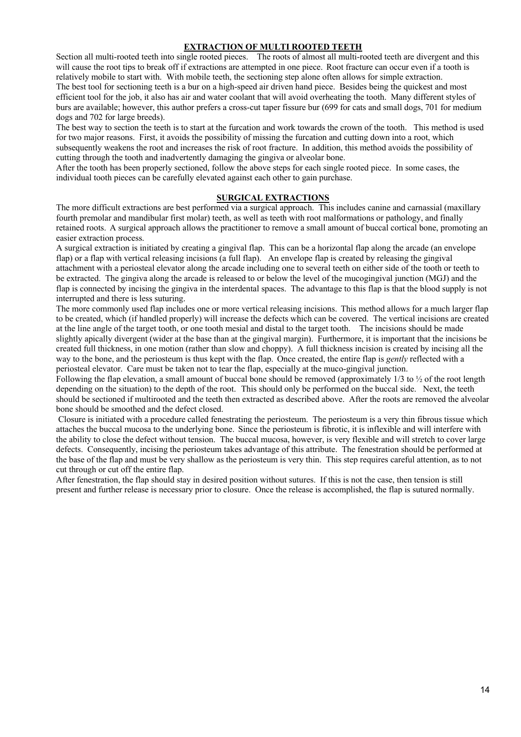## EXTRACTION OF MULTI ROOTED TEETH

Section all multi-rooted teeth into single rooted pieces. The roots of almost all multi-rooted teeth are divergent and this will cause the root tips to break off if extractions are attempted in one piece. Root fracture can occur even if a tooth is relatively mobile to start with. With mobile teeth, the sectioning step alone often allows for simple extraction.

The best tool for sectioning teeth is a bur on a high-speed air driven hand piece. Besides being the quickest and most efficient tool for the job, it also has air and water coolant that will avoid overheating the tooth. Many different styles of burs are available; however, this author prefers a cross-cut taper fissure bur (699 for cats and small dogs, 701 for medium dogs and 702 for large breeds).

The best way to section the teeth is to start at the furcation and work towards the crown of the tooth. This method is used for two major reasons. First, it avoids the possibility of missing the furcation and cutting down into a root, which subsequently weakens the root and increases the risk of root fracture. In addition, this method avoids the possibility of cutting through the tooth and inadvertently damaging the gingiva or alveolar bone.

After the tooth has been properly sectioned, follow the above steps for each single rooted piece. In some cases, the individual tooth pieces can be carefully elevated against each other to gain purchase.

## SURGICAL EXTRACTIONS

The more difficult extractions are best performed via a surgical approach. This includes canine and carnassial (maxillary fourth premolar and mandibular first molar) teeth, as well as teeth with root malformations or pathology, and finally retained roots. A surgical approach allows the practitioner to remove a small amount of buccal cortical bone, promoting an easier extraction process.

A surgical extraction is initiated by creating a gingival flap. This can be a horizontal flap along the arcade (an envelope flap) or a flap with vertical releasing incisions (a full flap). An envelope flap is created by releasing the gingival attachment with a periosteal elevator along the arcade including one to several teeth on either side of the tooth or teeth to be extracted. The gingiva along the arcade is released to or below the level of the mucogingival junction (MGJ) and the flap is connected by incising the gingiva in the interdental spaces. The advantage to this flap is that the blood supply is not interrupted and there is less suturing.

The more commonly used flap includes one or more vertical releasing incisions. This method allows for a much larger flap to be created, which (if handled properly) will increase the defects which can be covered. The vertical incisions are created at the line angle of the target tooth, or one tooth mesial and distal to the target tooth. The incisions should be made slightly apically divergent (wider at the base than at the gingival margin). Furthermore, it is important that the incisions be created full thickness, in one motion (rather than slow and choppy). A full thickness incision is created by incising all the way to the bone, and the periosteum is thus kept with the flap. Once created, the entire flap is *gently* reflected with a periosteal elevator. Care must be taken not to tear the flap, especially at the muco-gingival junction.

Following the flap elevation, a small amount of buccal bone should be removed (approximately 1/3 to ½ of the root length depending on the situation) to the depth of the root. This should only be performed on the buccal side. Next, the teeth should be sectioned if multirooted and the teeth then extracted as described above. After the roots are removed the alveolar bone should be smoothed and the defect closed.

Closure is initiated with a procedure called fenestrating the periosteum. The periosteum is a very thin fibrous tissue which attaches the buccal mucosa to the underlying bone. Since the periosteum is fibrotic, it is inflexible and will interfere with the ability to close the defect without tension. The buccal mucosa, however, is very flexible and will stretch to cover large defects. Consequently, incising the periosteum takes advantage of this attribute. The fenestration should be performed at the base of the flap and must be very shallow as the periosteum is very thin. This step requires careful attention, as to not cut through or cut off the entire flap.

After fenestration, the flap should stay in desired position without sutures. If this is not the case, then tension is still present and further release is necessary prior to closure. Once the release is accomplished, the flap is sutured normally.